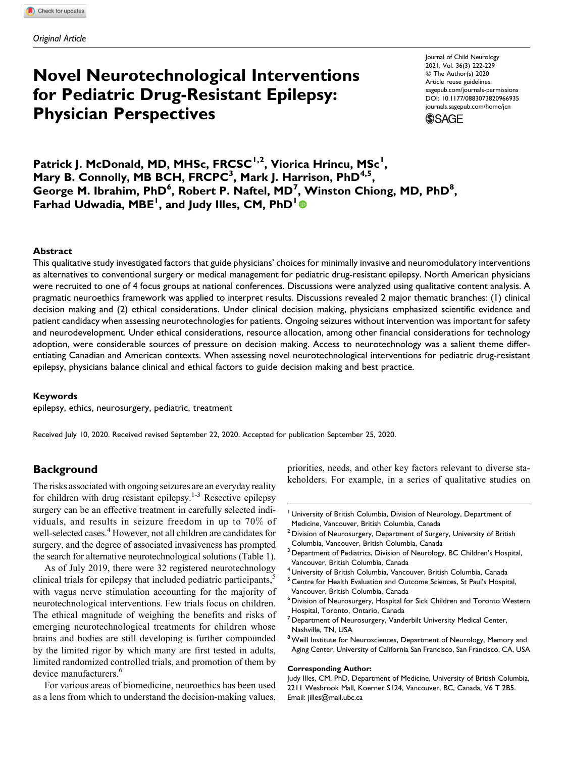*Original Article*

# Novel Neurotechnological Interventions for Pediatric Drug-Resistant Epilepsy: Physician Perspectives

Journal of Child Neurology
2021, Vol. 36(3) 222-229
© The Author(s) 2020
Article reuse guidelines:
sagepub.com/journals-permissions
DOI: 10.1177/0883073820966935
journals.sagepub.com/home/jcn

**Patrick J. McDonald, MD, MHSc, FRCSC[1,2], Viorica Hrincu, MSc[1], Mary B. Connolly, MB BCH, FRCPC[3], Mark J. Harrison, PhD[4,5], George M. Ibrahim, PhD[6], Robert P. Naftel, MD[7], Winston Chiong, MD, PhD[8], Farhad Udwadia, MBE[1], and Judy Illes, CM, PhD[1]**

## Abstract

This qualitative study investigated factors that guide physicians' choices for minimally invasive and neuromodulatory interventions as alternatives to conventional surgery or medical management for pediatric drug-resistant epilepsy. North American physicians were recruited to one of 4 focus groups at national conferences. Discussions were analyzed using qualitative content analysis. A pragmatic neuroethics framework was applied to interpret results. Discussions revealed 2 major thematic branches: (1) clinical decision making and (2) ethical considerations. Under clinical decision making, physicians emphasized scientific evidence and patient candidacy when assessing neurotechnologies for patients. Ongoing seizures without intervention was important for safety and neurodevelopment. Under ethical considerations, resource allocation, among other financial considerations for technology adoption, were considerable sources of pressure on decision making. Access to neurotechnology was a salient theme differentiating Canadian and American contexts. When assessing novel neurotechnological interventions for pediatric drug-resistant epilepsy, physicians balance clinical and ethical factors to guide decision making and best practice.

### Keywords

epilepsy, ethics, neurosurgery, pediatric, treatment

Received July 10, 2020. Received revised September 22, 2020. Accepted for publication September 25, 2020.

## Background

The risks associated with ongoing seizures are an everyday reality for children with drug resistant epilepsy.[1-3] Resective epilepsy surgery can be an effective treatment in carefully selected individuals, and results in seizure freedom in up to 70% of well-selected cases.[4] However, not all children are candidates for surgery, and the degree of associated invasiveness has prompted the search for alternative neurotechnological solutions (Table 1).

As of July 2019, there were 32 registered neurotechnology clinical trials for epilepsy that included pediatric participants,[5] with vagus nerve stimulation accounting for the majority of neurotechnological interventions. Few trials focus on children. The ethical magnitude of weighing the benefits and risks of emerging neurotechnological treatments for children whose brains and bodies are still developing is further compounded by the limited rigor by which many are first tested in adults, limited randomized controlled trials, and promotion of them by device manufacturers.[6]

For various areas of biomedicine, neuroethics has been used as a lens from which to understand the decision-making values, priorities, needs, and other key factors relevant to diverse stakeholders. For example, in a series of qualitative studies on

---

[1] University of British Columbia, Division of Neurology, Department of Medicine, Vancouver, British Columbia, Canada
[2] Division of Neurosurgery, Department of Surgery, University of British Columbia, Vancouver, British Columbia, Canada
[3] Department of Pediatrics, Division of Neurology, BC Children's Hospital, Vancouver, British Columbia, Canada
[4] University of British Columbia, Vancouver, British Columbia, Canada
[5] Centre for Health Evaluation and Outcome Sciences, St Paul's Hospital, Vancouver, British Columbia, Canada
[6] Division of Neurosurgery, Hospital for Sick Children and Toronto Western Hospital, Toronto, Ontario, Canada
[7] Department of Neurosurgery, Vanderbilt University Medical Center, Nashville, TN, USA
[8] Weill Institute for Neurosciences, Department of Neurology, Memory and Aging Center, University of California San Francisco, San Francisco, CA, USA

**Corresponding Author:**
Judy Illes, CM, PhD, Department of Medicine, University of British Columbia, 2211 Wesbrook Mall, Koerner S124, Vancouver, BC, Canada, V6 T 2B5.
Email: jilles@mail.ubc.ca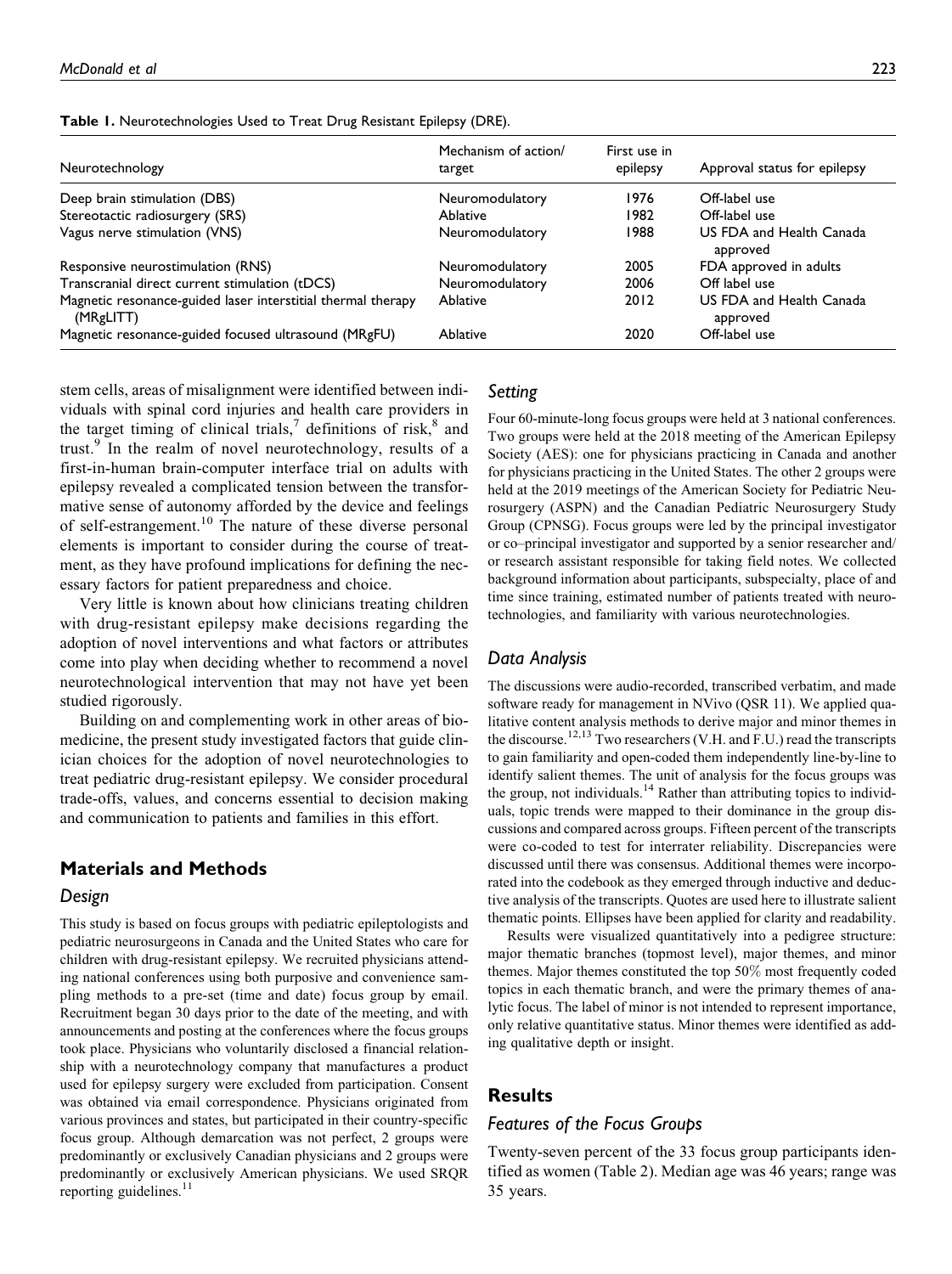**Table 1.** Neurotechnologies Used to Treat Drug Resistant Epilepsy (DRE).

| Neurotechnology | Mechanism of action/ target | First use in epilepsy | Approval status for epilepsy |
|---|---|---|---|
| Deep brain stimulation (DBS) | Neuromodulatory | 1976 | Off-label use |
| Stereotactic radiosurgery (SRS) | Ablative | 1982 | Off-label use |
| Vagus nerve stimulation (VNS) | Neuromodulatory | 1988 | US FDA and Health Canada approved |
| Responsive neurostimulation (RNS) | Neuromodulatory | 2005 | FDA approved in adults |
| Transcranial direct current stimulation (tDCS) | Neuromodulatory | 2006 | Off label use |
| Magnetic resonance-guided laser interstitial thermal therapy (MRgLITT) | Ablative | 2012 | US FDA and Health Canada approved |
| Magnetic resonance-guided focused ultrasound (MRgFU) | Ablative | 2020 | Off-label use |

stem cells, areas of misalignment were identified between individuals with spinal cord injuries and health care providers in the target timing of clinical trials,[7] definitions of risk,[8] and trust.[9] In the realm of novel neurotechnology, results of a first-in-human brain-computer interface trial on adults with epilepsy revealed a complicated tension between the transformative sense of autonomy afforded by the device and feelings of self-estrangement.[10] The nature of these diverse personal elements is important to consider during the course of treatment, as they have profound implications for defining the necessary factors for patient preparedness and choice.

Very little is known about how clinicians treating children with drug-resistant epilepsy make decisions regarding the adoption of novel interventions and what factors or attributes come into play when deciding whether to recommend a novel neurotechnological intervention that may not have yet been studied rigorously.

Building on and complementing work in other areas of biomedicine, the present study investigated factors that guide clinician choices for the adoption of novel neurotechnologies to treat pediatric drug-resistant epilepsy. We consider procedural trade-offs, values, and concerns essential to decision making and communication to patients and families in this effort.

## Materials and Methods

### Design

This study is based on focus groups with pediatric epileptologists and pediatric neurosurgeons in Canada and the United States who care for children with drug-resistant epilepsy. We recruited physicians attending national conferences using both purposive and convenience sampling methods to a pre-set (time and date) focus group by email. Recruitment began 30 days prior to the date of the meeting, and with announcements and posting at the conferences where the focus groups took place. Physicians who voluntarily disclosed a financial relationship with a neurotechnology company that manufactures a product used for epilepsy surgery were excluded from participation. Consent was obtained via email correspondence. Physicians originated from various provinces and states, but participated in their country-specific focus group. Although demarcation was not perfect, 2 groups were predominantly or exclusively Canadian physicians and 2 groups were predominantly or exclusively American physicians. We used SRQR reporting guidelines.[11]

### Setting

Four 60-minute-long focus groups were held at 3 national conferences. Two groups were held at the 2018 meeting of the American Epilepsy Society (AES): one for physicians practicing in Canada and another for physicians practicing in the United States. The other 2 groups were held at the 2019 meetings of the American Society for Pediatric Neurosurgery (ASPN) and the Canadian Pediatric Neurosurgery Study Group (CPNSG). Focus groups were led by the principal investigator or co–principal investigator and supported by a senior researcher and/or research assistant responsible for taking field notes. We collected background information about participants, subspecialty, place of and time since training, estimated number of patients treated with neurotechnologies, and familiarity with various neurotechnologies.

### Data Analysis

The discussions were audio-recorded, transcribed verbatim, and made software ready for management in NVivo (QSR 11). We applied qualitative content analysis methods to derive major and minor themes in the discourse.[12,13] Two researchers (V.H. and F.U.) read the transcripts to gain familiarity and open-coded them independently line-by-line to identify salient themes. The unit of analysis for the focus groups was the group, not individuals.[14] Rather than attributing topics to individuals, topic trends were mapped to their dominance in the group discussions and compared across groups. Fifteen percent of the transcripts were co-coded to test for interrater reliability. Discrepancies were discussed until there was consensus. Additional themes were incorporated into the codebook as they emerged through inductive and deductive analysis of the transcripts. Quotes are used here to illustrate salient thematic points. Ellipses have been applied for clarity and readability.

Results were visualized quantitatively into a pedigree structure: major thematic branches (topmost level), major themes, and minor themes. Major themes constituted the top 50% most frequently coded topics in each thematic branch, and were the primary themes of analytic focus. The label of minor is not intended to represent importance, only relative quantitative status. Minor themes were identified as adding qualitative depth or insight.

## Results

### Features of the Focus Groups

Twenty-seven percent of the 33 focus group participants identified as women (Table 2). Median age was 46 years; range was 35 years.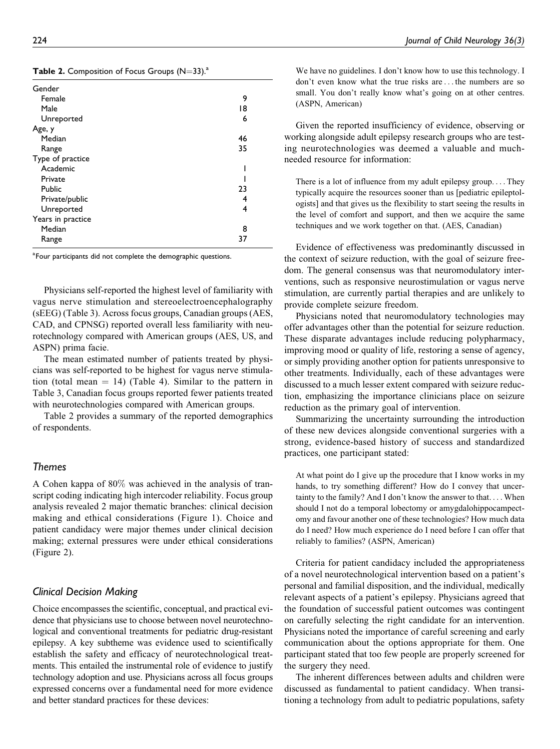**Table 2.** Composition of Focus Groups (N=33).[a]

| | |
|---|---|
| Gender | |
| Female | 9 |
| Male | 18 |
| Unreported | 6 |
| Age, y | |
| Median | 46 |
| Range | 35 |
| Type of practice | |
| Academic | 1 |
| Private | 1 |
| Public | 23 |
| Private/public | 4 |
| Unreported | 4 |
| Years in practice | |
| Median | 8 |
| Range | 37 |

[a]Four participants did not complete the demographic questions.

Physicians self-reported the highest level of familiarity with vagus nerve stimulation and stereoelectroencephalography (sEEG) (Table 3). Across focus groups, Canadian groups (AES, CAD, and CPNSG) reported overall less familiarity with neurotechnology compared with American groups (AES, US, and ASPN) prima facie.

The mean estimated number of patients treated by physicians was self-reported to be highest for vagus nerve stimulation (total mean = 14) (Table 4). Similar to the pattern in Table 3, Canadian focus groups reported fewer patients treated with neurotechnologies compared with American groups.

Table 2 provides a summary of the reported demographics of respondents.

### Themes

A Cohen kappa of 80% was achieved in the analysis of transcript coding indicating high intercoder reliability. Focus group analysis revealed 2 major thematic branches: clinical decision making and ethical considerations (Figure 1). Choice and patient candidacy were major themes under clinical decision making; external pressures were under ethical considerations (Figure 2).

### Clinical Decision Making

Choice encompasses the scientific, conceptual, and practical evidence that physicians use to choose between novel neurotechnological and conventional treatments for pediatric drug-resistant epilepsy. A key subtheme was evidence used to scientifically establish the safety and efficacy of neurotechnological treatments. This entailed the instrumental role of evidence to justify technology adoption and use. Physicians across all focus groups expressed concerns over a fundamental need for more evidence and better standard practices for these devices:

> We have no guidelines. I don't know how to use this technology. I don't even know what the true risks are . . . the numbers are so small. You don't really know what's going on at other centres. (ASPN, American)

Given the reported insufficiency of evidence, observing or working alongside adult epilepsy research groups who are testing neurotechnologies was deemed a valuable and much-needed resource for information:

> There is a lot of influence from my adult epilepsy group. . . . They typically acquire the resources sooner than us [pediatric epileptologists] and that gives us the flexibility to start seeing the results in the level of comfort and support, and then we acquire the same techniques and we work together on that. (AES, Canadian)

Evidence of effectiveness was predominantly discussed in the context of seizure reduction, with the goal of seizure freedom. The general consensus was that neuromodulatory interventions, such as responsive neurostimulation or vagus nerve stimulation, are currently partial therapies and are unlikely to provide complete seizure freedom.

Physicians noted that neuromodulatory technologies may offer advantages other than the potential for seizure reduction. These disparate advantages include reducing polypharmacy, improving mood or quality of life, restoring a sense of agency, or simply providing another option for patients unresponsive to other treatments. Individually, each of these advantages were discussed to a much lesser extent compared with seizure reduction, emphasizing the importance clinicians place on seizure reduction as the primary goal of intervention.

Summarizing the uncertainty surrounding the introduction of these new devices alongside conventional surgeries with a strong, evidence-based history of success and standardized practices, one participant stated:

> At what point do I give up the procedure that I know works in my hands, to try something different? How do I convey that uncertainty to the family? And I don't know the answer to that. . . . When should I not do a temporal lobectomy or amygdalohippocampectomy and favour another one of these technologies? How much data do I need? How much experience do I need before I can offer that reliably to families? (ASPN, American)

Criteria for patient candidacy included the appropriateness of a novel neurotechnological intervention based on a patient's personal and familial disposition, and the individual, medically relevant aspects of a patient's epilepsy. Physicians agreed that the foundation of successful patient outcomes was contingent on carefully selecting the right candidate for an intervention. Physicians noted the importance of careful screening and early communication about the options appropriate for them. One participant stated that too few people are properly screened for the surgery they need.

The inherent differences between adults and children were discussed as fundamental to patient candidacy. When transitioning a technology from adult to pediatric populations, safety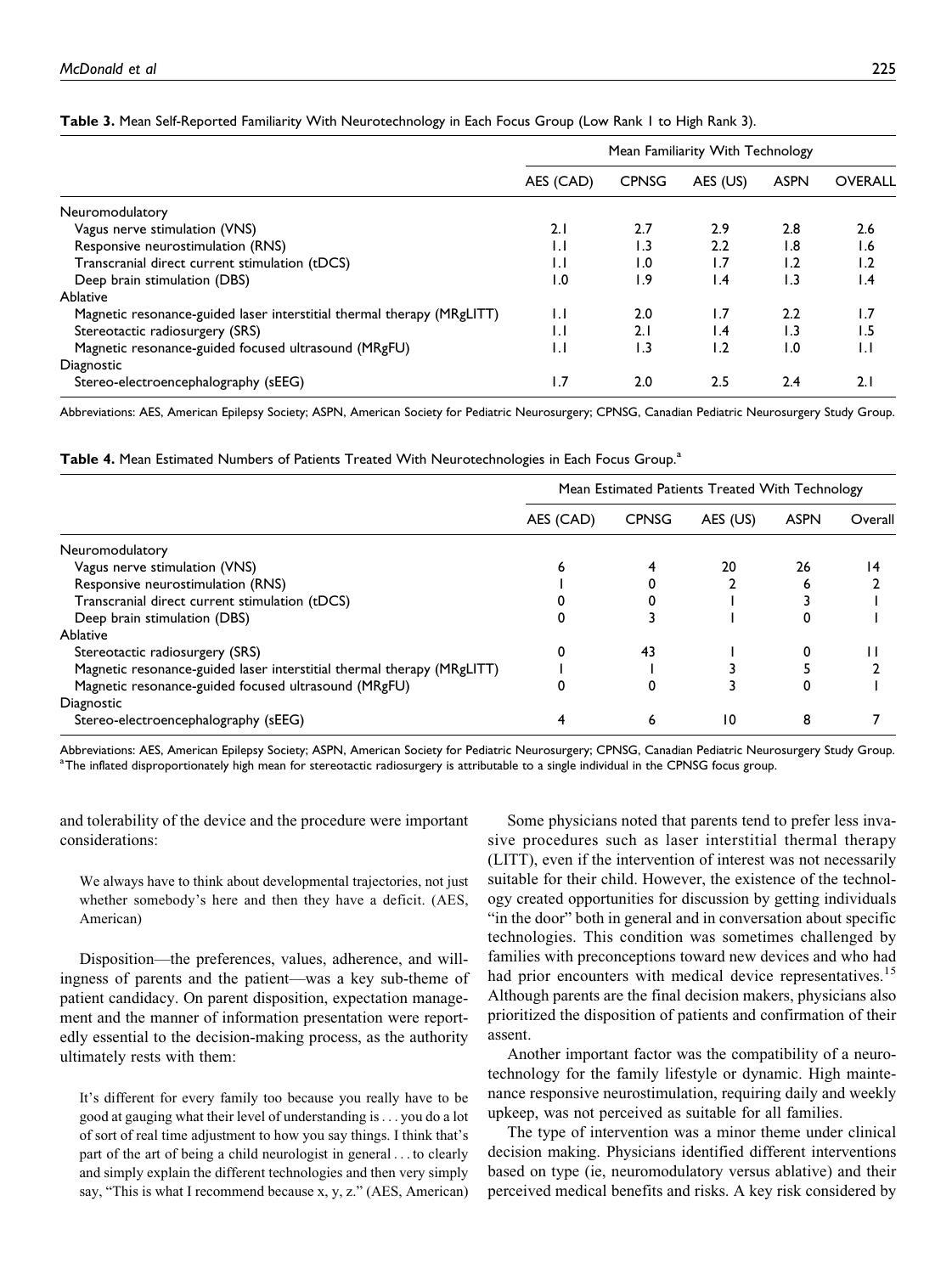**Table 3.** Mean Self-Reported Familiarity With Neurotechnology in Each Focus Group (Low Rank 1 to High Rank 3).

| | Mean Familiarity With Technology | | | | |
|---|---|---|---|---|---|
| | AES (CAD) | CPNSG | AES (US) | ASPN | OVERALL |
| Neuromodulatory | | | | | |
| Vagus nerve stimulation (VNS) | 2.1 | 2.7 | 2.9 | 2.8 | 2.6 |
| Responsive neurostimulation (RNS) | 1.1 | 1.3 | 2.2 | 1.8 | 1.6 |
| Transcranial direct current stimulation (tDCS) | 1.1 | 1.0 | 1.7 | 1.2 | 1.2 |
| Deep brain stimulation (DBS) | 1.0 | 1.9 | 1.4 | 1.3 | 1.4 |
| Ablative | | | | | |
| Magnetic resonance-guided laser interstitial thermal therapy (MRgLITT) | 1.1 | 2.0 | 1.7 | 2.2 | 1.7 |
| Stereotactic radiosurgery (SRS) | 1.1 | 2.1 | 1.4 | 1.3 | 1.5 |
| Magnetic resonance-guided focused ultrasound (MRgFU) | 1.1 | 1.3 | 1.2 | 1.0 | 1.1 |
| Diagnostic | | | | | |
| Stereo-electroencephalography (sEEG) | 1.7 | 2.0 | 2.5 | 2.4 | 2.1 |

Abbreviations: AES, American Epilepsy Society; ASPN, American Society for Pediatric Neurosurgery; CPNSG, Canadian Pediatric Neurosurgery Study Group.

**Table 4.** Mean Estimated Numbers of Patients Treated With Neurotechnologies in Each Focus Group.[a]

| | Mean Estimated Patients Treated With Technology | | | | |
|---|---|---|---|---|---|
| | AES (CAD) | CPNSG | AES (US) | ASPN | Overall |
| Neuromodulatory | | | | | |
| Vagus nerve stimulation (VNS) | 6 | 4 | 20 | 26 | 14 |
| Responsive neurostimulation (RNS) | 1 | 0 | 2 | 6 | 2 |
| Transcranial direct current stimulation (tDCS) | 0 | 0 | 1 | 3 | 1 |
| Deep brain stimulation (DBS) | 0 | 3 | 1 | 0 | 1 |
| Ablative | | | | | |
| Stereotactic radiosurgery (SRS) | 0 | 43 | 1 | 0 | 11 |
| Magnetic resonance-guided laser interstitial thermal therapy (MRgLITT) | 1 | 1 | 3 | 5 | 2 |
| Magnetic resonance-guided focused ultrasound (MRgFU) | 0 | 0 | 3 | 0 | 1 |
| Diagnostic | | | | | |
| Stereo-electroencephalography (sEEG) | 4 | 6 | 10 | 8 | 7 |

Abbreviations: AES, American Epilepsy Society; ASPN, American Society for Pediatric Neurosurgery; CPNSG, Canadian Pediatric Neurosurgery Study Group.
[a]The inflated disproportionately high mean for stereotactic radiosurgery is attributable to a single individual in the CPNSG focus group.

and tolerability of the device and the procedure were important considerations:

> We always have to think about developmental trajectories, not just whether somebody's here and then they have a deficit. (AES, American)

Disposition—the preferences, values, adherence, and willingness of parents and the patient—was a key sub-theme of patient candidacy. On parent disposition, expectation management and the manner of information presentation were reportedly essential to the decision-making process, as the authority ultimately rests with them:

> It's different for every family too because you really have to be good at gauging what their level of understanding is . . . you do a lot of sort of real time adjustment to how you say things. I think that's part of the art of being a child neurologist in general . . . to clearly and simply explain the different technologies and then very simply say, "This is what I recommend because x, y, z." (AES, American)

Some physicians noted that parents tend to prefer less invasive procedures such as laser interstitial thermal therapy (LITT), even if the intervention of interest was not necessarily suitable for their child. However, the existence of the technology created opportunities for discussion by getting individuals "in the door" both in general and in conversation about specific technologies. This condition was sometimes challenged by families with preconceptions toward new devices and who had had prior encounters with medical device representatives.[15] Although parents are the final decision makers, physicians also prioritized the disposition of patients and confirmation of their assent.

Another important factor was the compatibility of a neurotechnology for the family lifestyle or dynamic. High maintenance responsive neurostimulation, requiring daily and weekly upkeep, was not perceived as suitable for all families.

The type of intervention was a minor theme under clinical decision making. Physicians identified different interventions based on type (ie, neuromodulatory versus ablative) and their perceived medical benefits and risks. A key risk considered by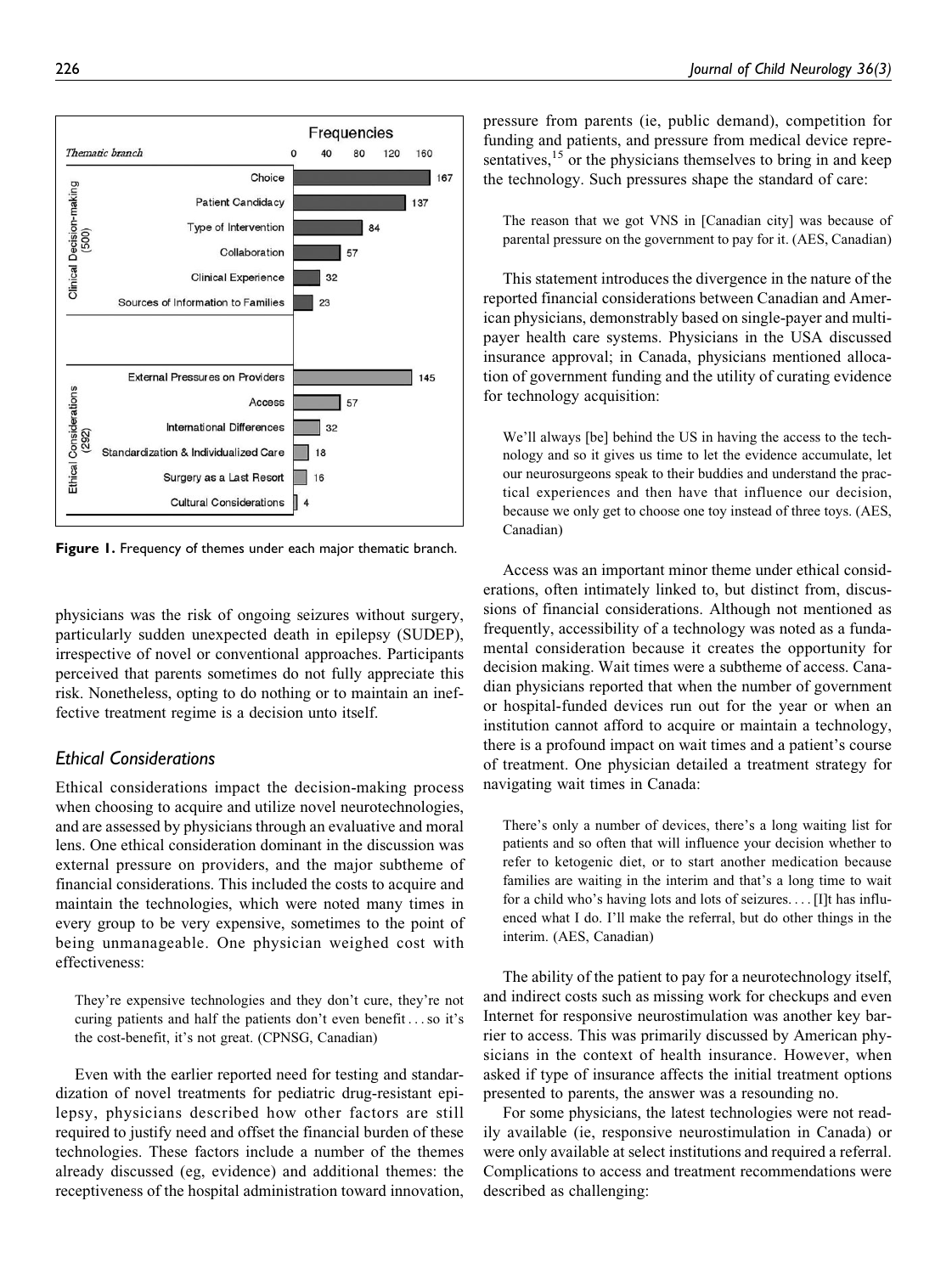Frequencies

Thematic branch

0 40 80 120 160

Clinical Decision-making (500)

Choice 167

Patient Candidacy 137

Type of Intervention 84

Collaboration 57

Clinical Experience 32

Sources of Information to Families 23

Ethical Considerations (292)

External Pressures on Providers 145

Access 57

International Differences 32

Standardization & Individualized Care 18

Surgery as a Last Resort 16

Cultural Considerations 4

**Figure 1.** Frequency of themes under each major thematic branch.

physicians was the risk of ongoing seizures without surgery, particularly sudden unexpected death in epilepsy (SUDEP), irrespective of novel or conventional approaches. Participants perceived that parents sometimes do not fully appreciate this risk. Nonetheless, opting to do nothing or to maintain an ineffective treatment regime is a decision unto itself.

### *Ethical Considerations*

Ethical considerations impact the decision-making process when choosing to acquire and utilize novel neurotechnologies, and are assessed by physicians through an evaluative and moral lens. One ethical consideration dominant in the discussion was external pressure on providers, and the major subtheme of financial considerations. This included the costs to acquire and maintain the technologies, which were noted many times in every group to be very expensive, sometimes to the point of being unmanageable. One physician weighed cost with effectiveness:

> They're expensive technologies and they don't cure, they're not curing patients and half the patients don't even benefit . . . so it's the cost-benefit, it's not great. (CPNSG, Canadian)

Even with the earlier reported need for testing and standardization of novel treatments for pediatric drug-resistant epilepsy, physicians described how other factors are still required to justify need and offset the financial burden of these technologies. These factors include a number of the themes already discussed (eg, evidence) and additional themes: the receptiveness of the hospital administration toward innovation, pressure from parents (ie, public demand), competition for funding and patients, and pressure from medical device representatives,[15] or the physicians themselves to bring in and keep the technology. Such pressures shape the standard of care:

> The reason that we got VNS in [Canadian city] was because of parental pressure on the government to pay for it. (AES, Canadian)

This statement introduces the divergence in the nature of the reported financial considerations between Canadian and American physicians, demonstrably based on single-payer and multi-payer health care systems. Physicians in the USA discussed insurance approval; in Canada, physicians mentioned allocation of government funding and the utility of curating evidence for technology acquisition:

> We'll always [be] behind the US in having the access to the technology and so it gives us time to let the evidence accumulate, let our neurosurgeons speak to their buddies and understand the practical experiences and then have that influence our decision, because we only get to choose one toy instead of three toys. (AES, Canadian)

Access was an important minor theme under ethical considerations, often intimately linked to, but distinct from, discussions of financial considerations. Although not mentioned as frequently, accessibility of a technology was noted as a fundamental consideration because it creates the opportunity for decision making. Wait times were a subtheme of access. Canadian physicians reported that when the number of government or hospital-funded devices run out for the year or when an institution cannot afford to acquire or maintain a technology, there is a profound impact on wait times and a patient's course of treatment. One physician detailed a treatment strategy for navigating wait times in Canada:

> There's only a number of devices, there's a long waiting list for patients and so often that will influence your decision whether to refer to ketogenic diet, or to start another medication because families are waiting in the interim and that's a long time to wait for a child who's having lots and lots of seizures. . . . [I]t has influenced what I do. I'll make the referral, but do other things in the interim. (AES, Canadian)

The ability of the patient to pay for a neurotechnology itself, and indirect costs such as missing work for checkups and even Internet for responsive neurostimulation was another key barrier to access. This was primarily discussed by American physicians in the context of health insurance. However, when asked if type of insurance affects the initial treatment options presented to parents, the answer was a resounding no.

For some physicians, the latest technologies were not readily available (ie, responsive neurostimulation in Canada) or were only available at select institutions and required a referral. Complications to access and treatment recommendations were described as challenging: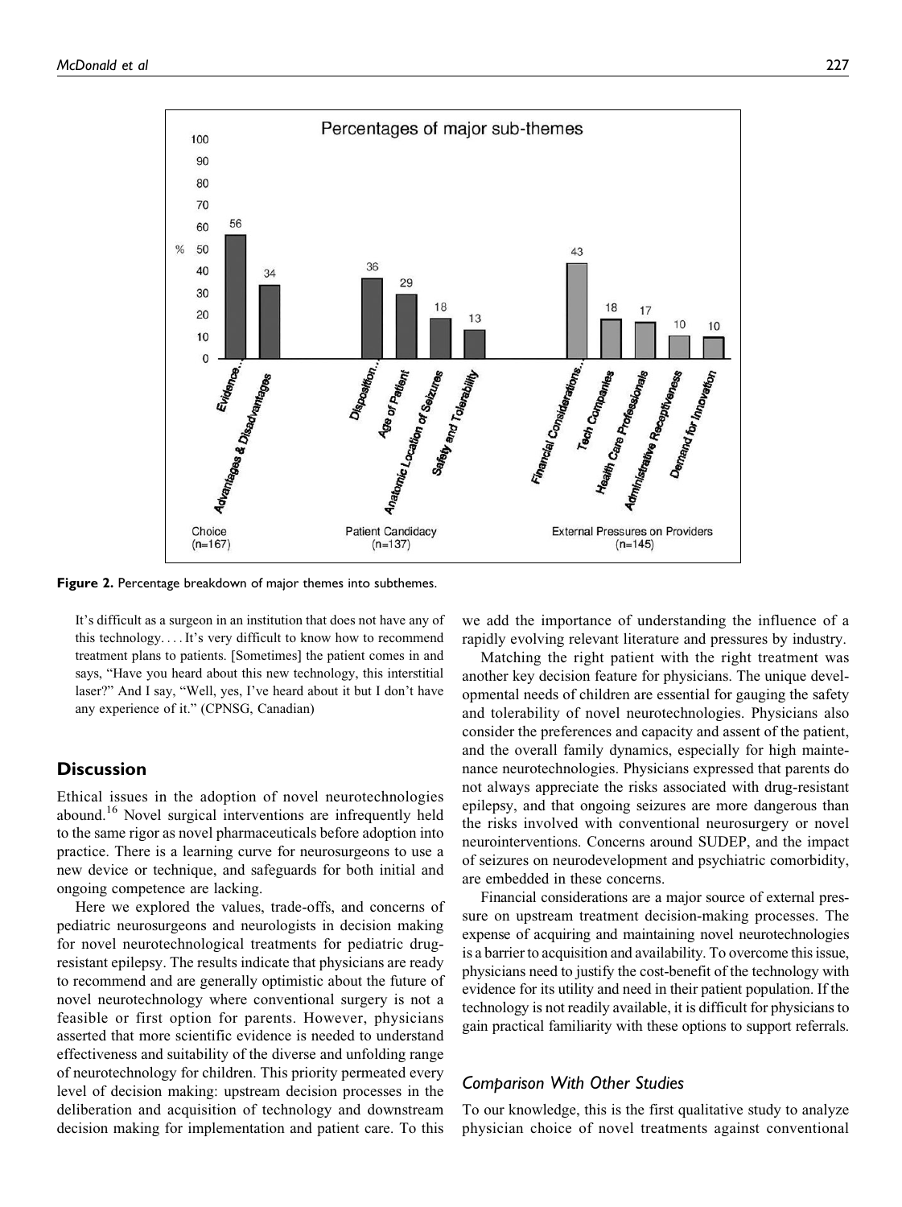Figure 2. Percentage breakdown of major themes into subthemes.

> It's difficult as a surgeon in an institution that does not have any of this technology. . . . It's very difficult to know how to recommend treatment plans to patients. [Sometimes] the patient comes in and says, "Have you heard about this new technology, this interstitial laser?" And I say, "Well, yes, I've heard about it but I don't have any experience of it." (CPNSG, Canadian)

## Discussion

Ethical issues in the adoption of novel neurotechnologies abound.[16] Novel surgical interventions are infrequently held to the same rigor as novel pharmaceuticals before adoption into practice. There is a learning curve for neurosurgeons to use a new device or technique, and safeguards for both initial and ongoing competence are lacking.

Here we explored the values, trade-offs, and concerns of pediatric neurosurgeons and neurologists in decision making for novel neurotechnological treatments for pediatric drug-resistant epilepsy. The results indicate that physicians are ready to recommend and are generally optimistic about the future of novel neurotechnology where conventional surgery is not a feasible or first option for parents. However, physicians asserted that more scientific evidence is needed to understand effectiveness and suitability of the diverse and unfolding range of neurotechnology for children. This priority permeated every level of decision making: upstream decision processes in the deliberation and acquisition of technology and downstream decision making for implementation and patient care. To this we add the importance of understanding the influence of a rapidly evolving relevant literature and pressures by industry.

Matching the right patient with the right treatment was another key decision feature for physicians. The unique developmental needs of children are essential for gauging the safety and tolerability of novel neurotechnologies. Physicians also consider the preferences and capacity and assent of the patient, and the overall family dynamics, especially for high maintenance neurotechnologies. Physicians expressed that parents do not always appreciate the risks associated with drug-resistant epilepsy, and that ongoing seizures are more dangerous than the risks involved with conventional neurosurgery or novel neurointerventions. Concerns around SUDEP, and the impact of seizures on neurodevelopment and psychiatric comorbidity, are embedded in these concerns.

Financial considerations are a major source of external pressure on upstream treatment decision-making processes. The expense of acquiring and maintaining novel neurotechnologies is a barrier to acquisition and availability. To overcome this issue, physicians need to justify the cost-benefit of the technology with evidence for its utility and need in their patient population. If the technology is not readily available, it is difficult for physicians to gain practical familiarity with these options to support referrals.

### Comparison With Other Studies

To our knowledge, this is the first qualitative study to analyze physician choice of novel treatments against conventional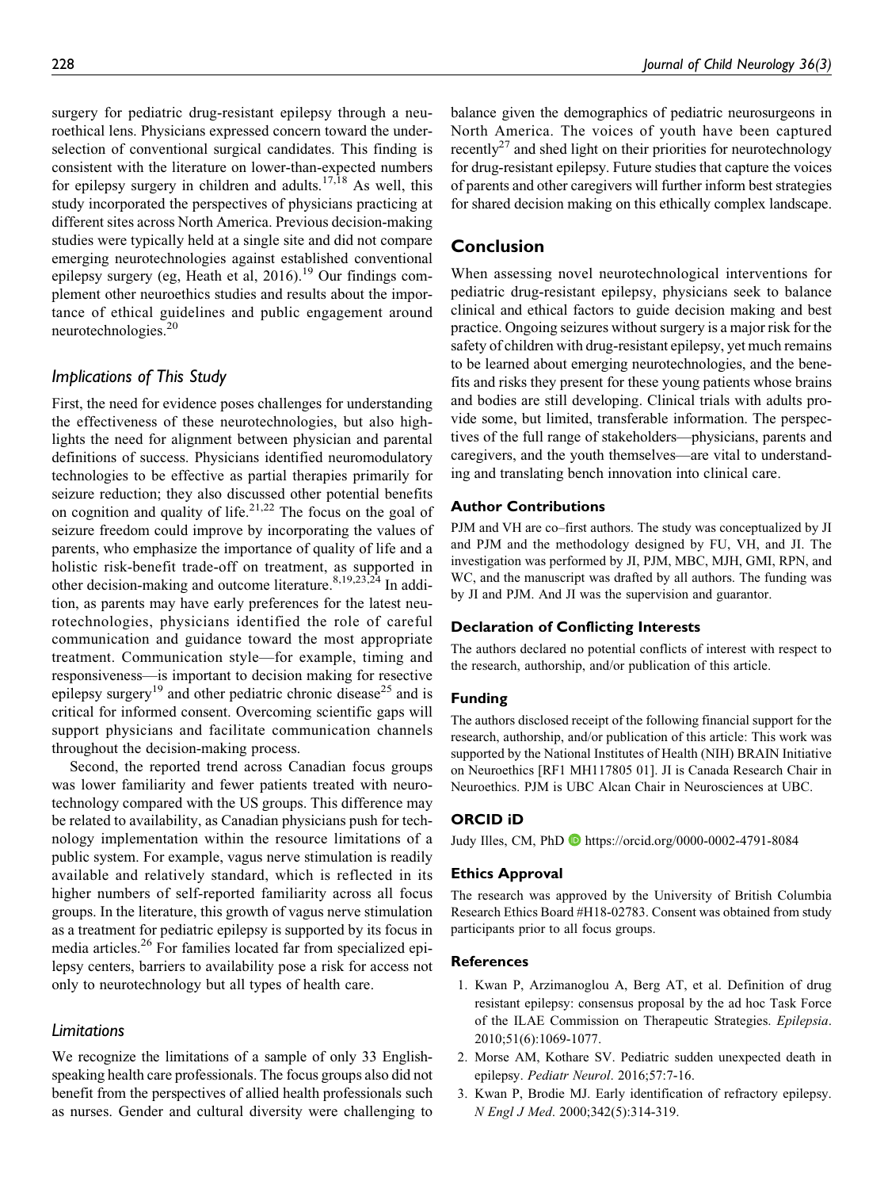surgery for pediatric drug-resistant epilepsy through a neuroethical lens. Physicians expressed concern toward the underselection of conventional surgical candidates. This finding is consistent with the literature on lower-than-expected numbers for epilepsy surgery in children and adults.[17,18] As well, this study incorporated the perspectives of physicians practicing at different sites across North America. Previous decision-making studies were typically held at a single site and did not compare emerging neurotechnologies against established conventional epilepsy surgery (eg, Heath et al, 2016).[19] Our findings complement other neuroethics studies and results about the importance of ethical guidelines and public engagement around neurotechnologies.[20]

### Implications of This Study

First, the need for evidence poses challenges for understanding the effectiveness of these neurotechnologies, but also highlights the need for alignment between physician and parental definitions of success. Physicians identified neuromodulatory technologies to be effective as partial therapies primarily for seizure reduction; they also discussed other potential benefits on cognition and quality of life.[21,22] The focus on the goal of seizure freedom could improve by incorporating the values of parents, who emphasize the importance of quality of life and a holistic risk-benefit trade-off on treatment, as supported in other decision-making and outcome literature.[8,19,23,24] In addition, as parents may have early preferences for the latest neurotechnologies, physicians identified the role of careful communication and guidance toward the most appropriate treatment. Communication style—for example, timing and responsiveness—is important to decision making for resective epilepsy surgery[19] and other pediatric chronic disease[25] and is critical for informed consent. Overcoming scientific gaps will support physicians and facilitate communication channels throughout the decision-making process.

Second, the reported trend across Canadian focus groups was lower familiarity and fewer patients treated with neurotechnology compared with the US groups. This difference may be related to availability, as Canadian physicians push for technology implementation within the resource limitations of a public system. For example, vagus nerve stimulation is readily available and relatively standard, which is reflected in its higher numbers of self-reported familiarity across all focus groups. In the literature, this growth of vagus nerve stimulation as a treatment for pediatric epilepsy is supported by its focus in media articles.[26] For families located far from specialized epilepsy centers, barriers to availability pose a risk for access not only to neurotechnology but all types of health care.

### Limitations

We recognize the limitations of a sample of only 33 English-speaking health care professionals. The focus groups also did not benefit from the perspectives of allied health professionals such as nurses. Gender and cultural diversity were challenging to balance given the demographics of pediatric neurosurgeons in North America. The voices of youth have been captured recently[27] and shed light on their priorities for neurotechnology for drug-resistant epilepsy. Future studies that capture the voices of parents and other caregivers will further inform best strategies for shared decision making on this ethically complex landscape.

## Conclusion

When assessing novel neurotechnological interventions for pediatric drug-resistant epilepsy, physicians seek to balance clinical and ethical factors to guide decision making and best practice. Ongoing seizures without surgery is a major risk for the safety of children with drug-resistant epilepsy, yet much remains to be learned about emerging neurotechnologies, and the benefits and risks they present for these young patients whose brains and bodies are still developing. Clinical trials with adults provide some, but limited, transferable information. The perspectives of the full range of stakeholders—physicians, parents and caregivers, and the youth themselves—are vital to understanding and translating bench innovation into clinical care.

### Author Contributions

PJM and VH are co–first authors. The study was conceptualized by JI and PJM and the methodology designed by FU, VH, and JI. The investigation was performed by JI, PJM, MBC, MJH, GMI, RPN, and WC, and the manuscript was drafted by all authors. The funding was by JI and PJM. And JI was the supervision and guarantor.

### Declaration of Conflicting Interests

The authors declared no potential conflicts of interest with respect to the research, authorship, and/or publication of this article.

### Funding

The authors disclosed receipt of the following financial support for the research, authorship, and/or publication of this article: This work was supported by the National Institutes of Health (NIH) BRAIN Initiative on Neuroethics [RF1 MH117805 01]. JI is Canada Research Chair in Neuroethics. PJM is UBC Alcan Chair in Neurosciences at UBC.

### ORCID iD

Judy Illes, CM, PhD https://orcid.org/0000-0002-4791-8084

### Ethics Approval

The research was approved by the University of British Columbia Research Ethics Board #H18-02783. Consent was obtained from study participants prior to all focus groups.

### References

1. Kwan P, Arzimanoglou A, Berg AT, et al. Definition of drug resistant epilepsy: consensus proposal by the ad hoc Task Force of the ILAE Commission on Therapeutic Strategies. *Epilepsia*. 2010;51(6):1069-1077.
2. Morse AM, Kothare SV. Pediatric sudden unexpected death in epilepsy. *Pediatr Neurol*. 2016;57:7-16.
3. Kwan P, Brodie MJ. Early identification of refractory epilepsy. *N Engl J Med*. 2000;342(5):314-319.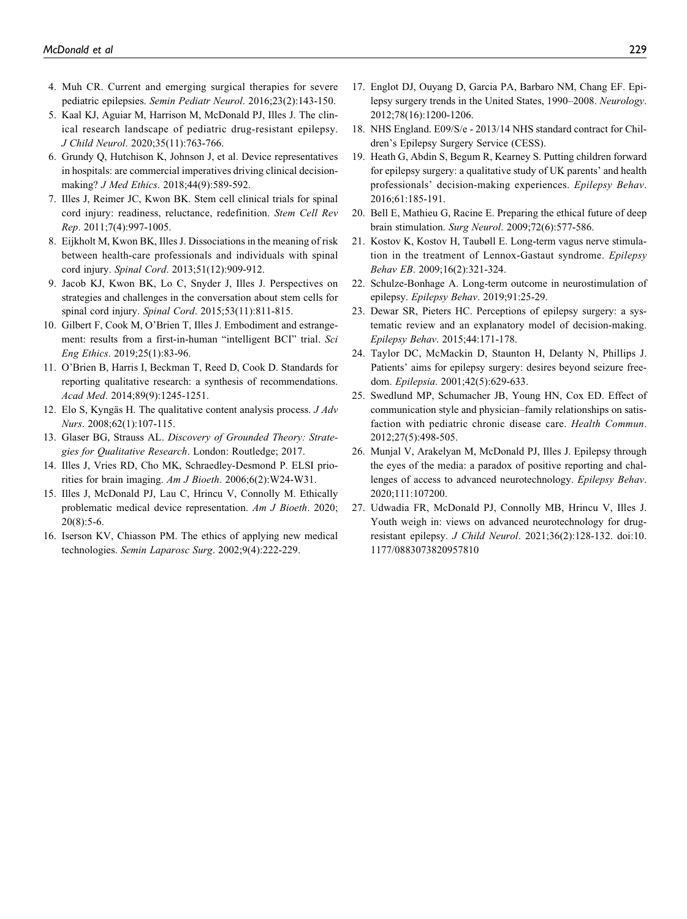4. Muh CR. Current and emerging surgical therapies for severe pediatric epilepsies. *Semin Pediatr Neurol*. 2016;23(2):143-150.
5. Kaal KJ, Aguiar M, Harrison M, McDonald PJ, Illes J. The clinical research landscape of pediatric drug-resistant epilepsy. *J Child Neurol*. 2020;35(11):763-766.
6. Grundy Q, Hutchison K, Johnson J, et al. Device representatives in hospitals: are commercial imperatives driving clinical decision-making? *J Med Ethics*. 2018;44(9):589-592.
7. Illes J, Reimer JC, Kwon BK. Stem cell clinical trials for spinal cord injury: readiness, reluctance, redefinition. *Stem Cell Rev Rep*. 2011;7(4):997-1005.
8. Eijkholt M, Kwon BK, Illes J. Dissociations in the meaning of risk between health-care professionals and individuals with spinal cord injury. *Spinal Cord*. 2013;51(12):909-912.
9. Jacob KJ, Kwon BK, Lo C, Snyder J, Illes J. Perspectives on strategies and challenges in the conversation about stem cells for spinal cord injury. *Spinal Cord*. 2015;53(11):811-815.
10. Gilbert F, Cook M, O'Brien T, Illes J. Embodiment and estrangement: results from a first-in-human "intelligent BCI" trial. *Sci Eng Ethics*. 2019;25(1):83-96.
11. O'Brien B, Harris I, Beckman T, Reed D, Cook D. Standards for reporting qualitative research: a synthesis of recommendations. *Acad Med*. 2014;89(9):1245-1251.
12. Elo S, Kyngäs H. The qualitative content analysis process. *J Adv Nurs*. 2008;62(1):107-115.
13. Glaser BG, Strauss AL. *Discovery of Grounded Theory: Strategies for Qualitative Research*. London: Routledge; 2017.
14. Illes J, Vries RD, Cho MK, Schraedley-Desmond P. ELSI priorities for brain imaging. *Am J Bioeth*. 2006;6(2):W24-W31.
15. Illes J, McDonald PJ, Lau C, Hrincu V, Connolly M. Ethically problematic medical device representation. *Am J Bioeth*. 2020;20(8):5-6.
16. Iserson KV, Chiasson PM. The ethics of applying new medical technologies. *Semin Laparosc Surg*. 2002;9(4):222-229.
17. Englot DJ, Ouyang D, Garcia PA, Barbaro NM, Chang EF. Epilepsy surgery trends in the United States, 1990–2008. *Neurology*. 2012;78(16):1200-1206.
18. NHS England. E09/S/e - 2013/14 NHS standard contract for Children's Epilepsy Surgery Service (CESS).
19. Heath G, Abdin S, Begum R, Kearney S. Putting children forward for epilepsy surgery: a qualitative study of UK parents' and health professionals' decision-making experiences. *Epilepsy Behav*. 2016;61:185-191.
20. Bell E, Mathieu G, Racine E. Preparing the ethical future of deep brain stimulation. *Surg Neurol*. 2009;72(6):577-586.
21. Kostov K, Kostov H, Tauböll E. Long-term vagus nerve stimulation in the treatment of Lennox-Gastaut syndrome. *Epilepsy Behav EB*. 2009;16(2):321-324.
22. Schulze-Bonhage A. Long-term outcome in neurostimulation of epilepsy. *Epilepsy Behav*. 2019;91:25-29.
23. Dewar SR, Pieters HC. Perceptions of epilepsy surgery: a systematic review and an explanatory model of decision-making. *Epilepsy Behav*. 2015;44:171-178.
24. Taylor DC, McMackin D, Staunton H, Delanty N, Phillips J. Patients' aims for epilepsy surgery: desires beyond seizure freedom. *Epilepsia*. 2001;42(5):629-633.
25. Swedlund MP, Schumacher JB, Young HN, Cox ED. Effect of communication style and physician–family relationships on satisfaction with pediatric chronic disease care. *Health Commun*. 2012;27(5):498-505.
26. Munjal V, Arakelyan M, McDonald PJ, Illes J. Epilepsy through the eyes of the media: a paradox of positive reporting and challenges of access to advanced neurotechnology. *Epilepsy Behav*. 2020;111:107200.
27. Udwadia FR, McDonald PJ, Connolly MB, Hrincu V, Illes J. Youth weigh in: views on advanced neurotechnology for drug-resistant epilepsy. *J Child Neurol*. 2021;36(2):128-132. doi:10.1177/0883073820957810